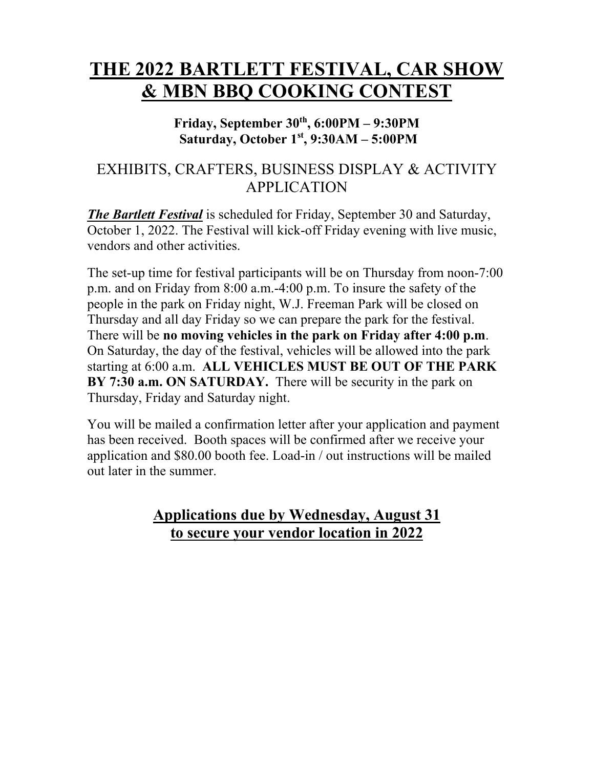# THE 2022 BARTLETT FESTIVAL, CAR SHOW & MBN BBQ COOKING CONTEST

**Friday, September 30th, 6:00PM – 9:30PM**
**Saturday, October 1st, 9:30AM – 5:00PM**

## EXHIBITS, CRAFTERS, BUSINESS DISPLAY & ACTIVITY APPLICATION

***The Bartlett Festival*** is scheduled for Friday, September 30 and Saturday, October 1, 2022. The Festival will kick-off Friday evening with live music, vendors and other activities.

The set-up time for festival participants will be on Thursday from noon-7:00 p.m. and on Friday from 8:00 a.m.-4:00 p.m. To insure the safety of the people in the park on Friday night, W.J. Freeman Park will be closed on Thursday and all day Friday so we can prepare the park for the festival. There will be **no moving vehicles in the park on Friday after 4:00 p.m**. On Saturday, the day of the festival, vehicles will be allowed into the park starting at 6:00 a.m. **ALL VEHICLES MUST BE OUT OF THE PARK BY 7:30 a.m. ON SATURDAY.** There will be security in the park on Thursday, Friday and Saturday night.

You will be mailed a confirmation letter after your application and payment has been received. Booth spaces will be confirmed after we receive your application and $80.00 booth fee. Load-in / out instructions will be mailed out later in the summer.

**Applications due by Wednesday, August 31 to secure your vendor location in 2022**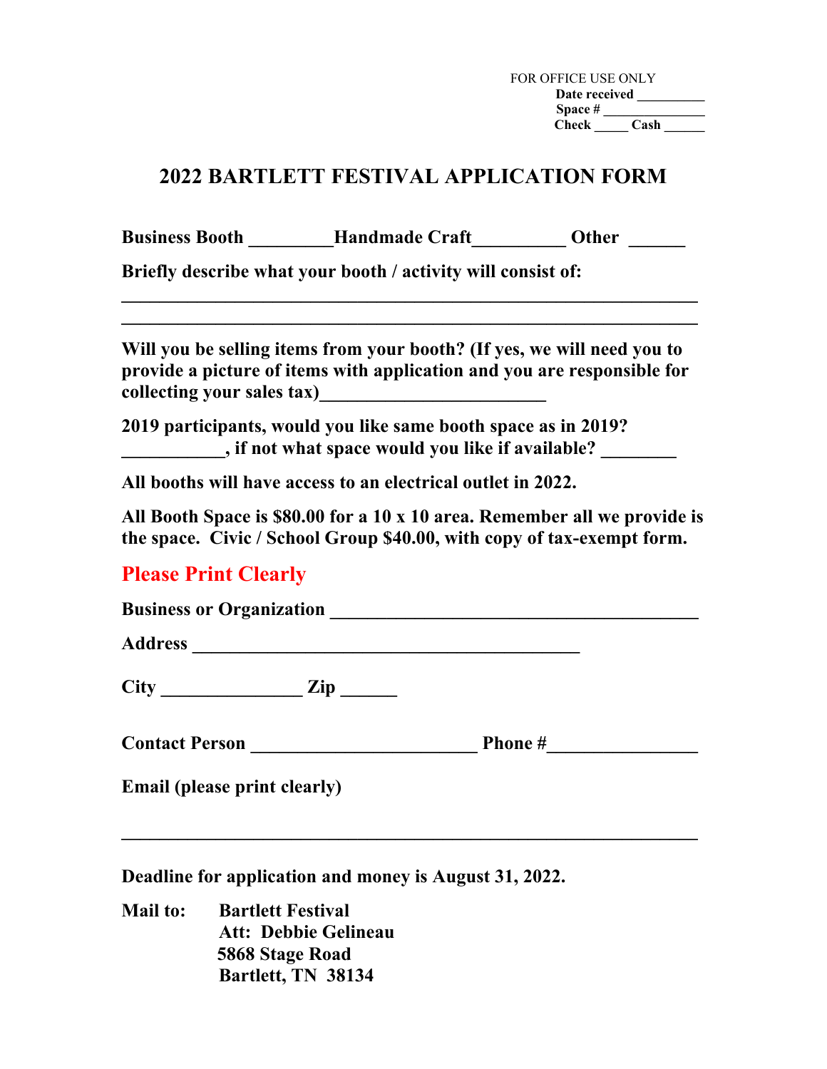FOR OFFICE USE ONLY

**Date received** __________

**Space #** _______________

**Check** _____ **Cash** ______

# 2022 BARTLETT FESTIVAL APPLICATION FORM

**Business Booth** _________**Handmade Craft**__________ **Other** ______

**Briefly describe what your booth / activity will consist of:**

_________________________________________________________________

_________________________________________________________________

**Will you be selling items from your booth? (If yes, we will need you to provide a picture of items with application and you are responsible for collecting your sales tax)**________________________

**2019 participants, would you like same booth space as in 2019?** ___________**, if not what space would you like if available?** ________

**All booths will have access to an electrical outlet in 2022.**

**All Booth Space is $80.00 for a 10 x 10 area. Remember all we provide is the space. Civic / School Group $40.00, with copy of tax-exempt form.**

**Please Print Clearly**

**Business or Organization** ________________________________________

**Address** ____________________________________________

**City** _______________ **Zip** ______

**Contact Person** _________________________ **Phone #**________________

**Email (please print clearly)**

_________________________________________________________________

**Deadline for application and money is August 31, 2022.**

**Mail to:** **Bartlett Festival**
**Att: Debbie Gelineau**
**5868 Stage Road**
**Bartlett, TN 38134**